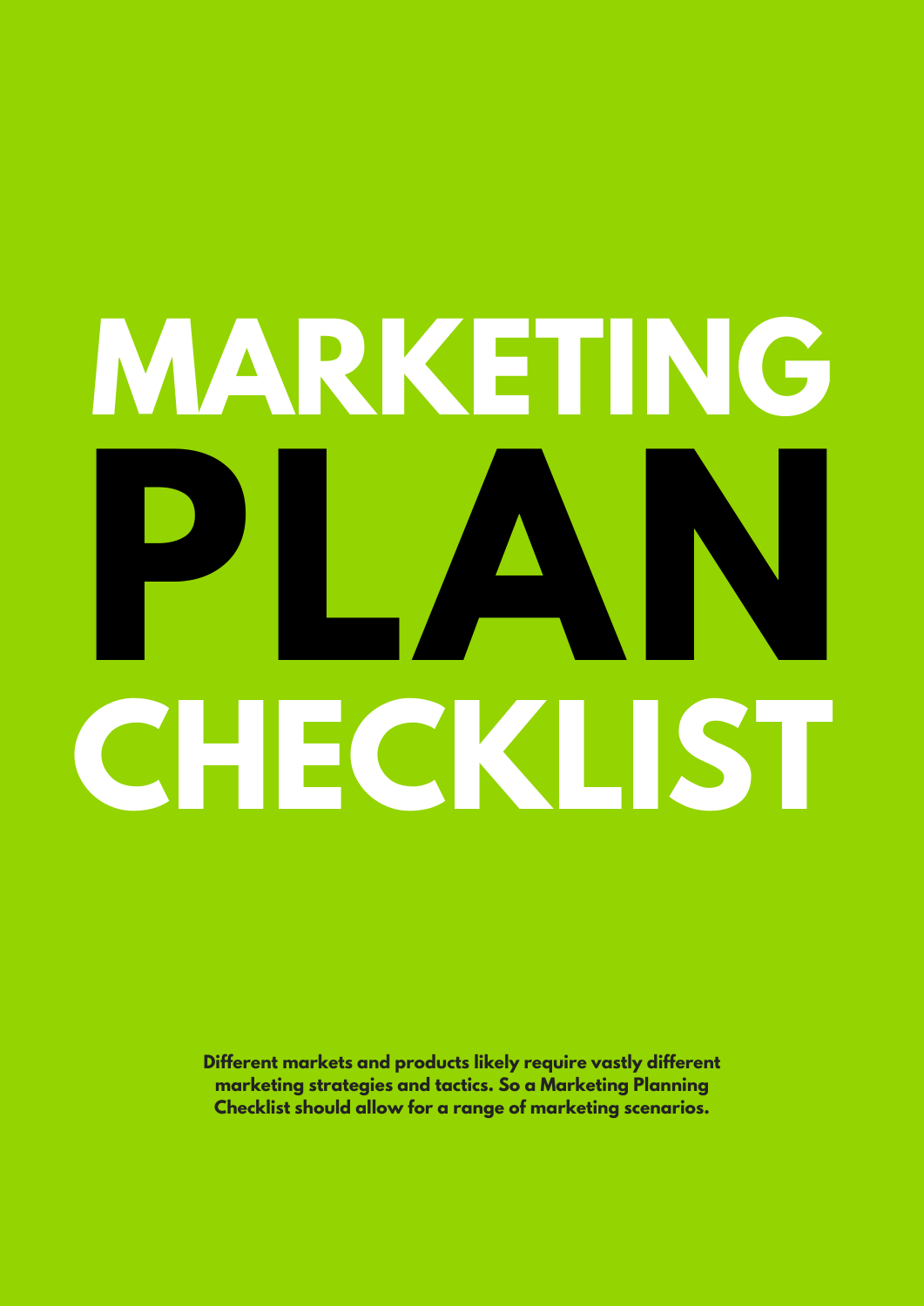# MARKETING PLAN CHECKLIST

**Different markets and products likely require vastly different marketing strategies and tactics. So a Marketing Planning Checklist should allow for a range of marketing scenarios.**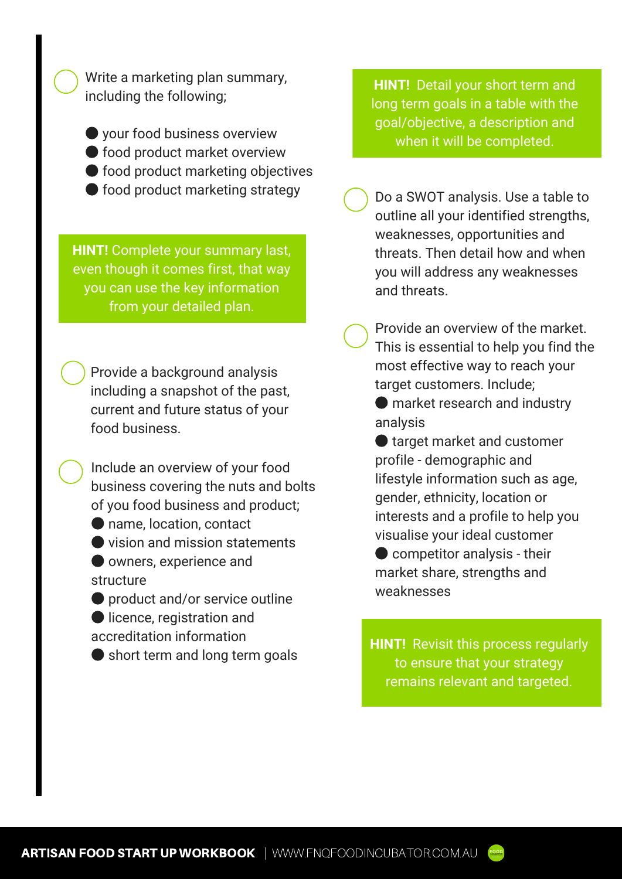- [ ] Write a marketing plan summary, including the following;
  - your food business overview
  - food product market overview
  - food product marketing objectives
  - food product marketing strategy

**HINT!** Complete your summary last, even though it comes first, that way you can use the key information from your detailed plan.

- [ ] Provide a background analysis including a snapshot of the past, current and future status of your food business.

- [ ] Include an overview of your food business covering the nuts and bolts of you food business and product;
  - name, location, contact
  - vision and mission statements
  - owners, experience and structure
  - product and/or service outline
  - licence, registration and accreditation information
  - short term and long term goals

**HINT!** Detail your short term and long term goals in a table with the goal/objective, a description and when it will be completed.

- [ ] Do a SWOT analysis. Use a table to outline all your identified strengths, weaknesses, opportunities and threats. Then detail how and when you will address any weaknesses and threats.

- [ ] Provide an overview of the market. This is essential to help you find the most effective way to reach your target customers. Include;
  - market research and industry analysis
  - target market and customer profile - demographic and lifestyle information such as age, gender, ethnicity, location or interests and a profile to help you visualise your ideal customer
  - competitor analysis - their market share, strengths and weaknesses

**HINT!** Revisit this process regularly to ensure that your strategy remains relevant and targeted.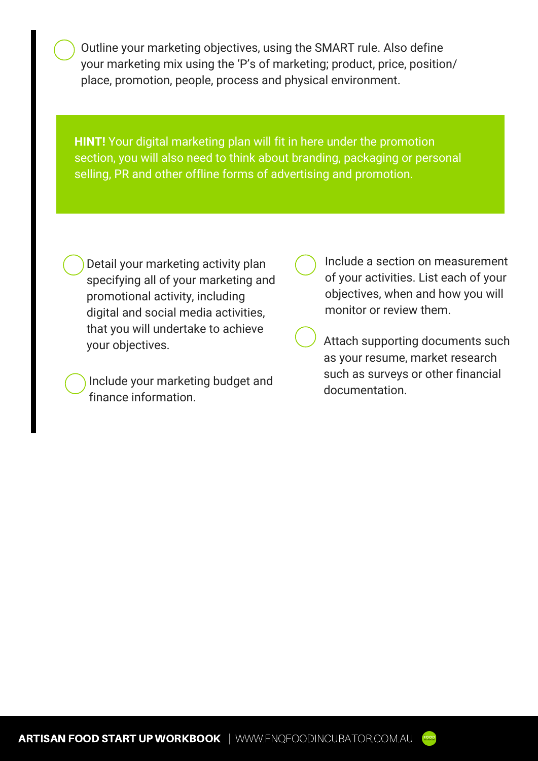- [ ] Outline your marketing objectives, using the SMART rule. Also define your marketing mix using the 'P's of marketing; product, price, position/place, promotion, people, process and physical environment.

**HINT!** Your digital marketing plan will fit in here under the promotion section, you will also need to think about branding, packaging or personal selling, PR and other offline forms of advertising and promotion.

- [ ] Detail your marketing activity plan specifying all of your marketing and promotional activity, including digital and social media activities, that you will undertake to achieve your objectives.
- [ ] Include your marketing budget and finance information.
- [ ] Include a section on measurement of your activities. List each of your objectives, when and how you will monitor or review them.
- [ ] Attach supporting documents such as your resume, market research such as surveys or other financial documentation.